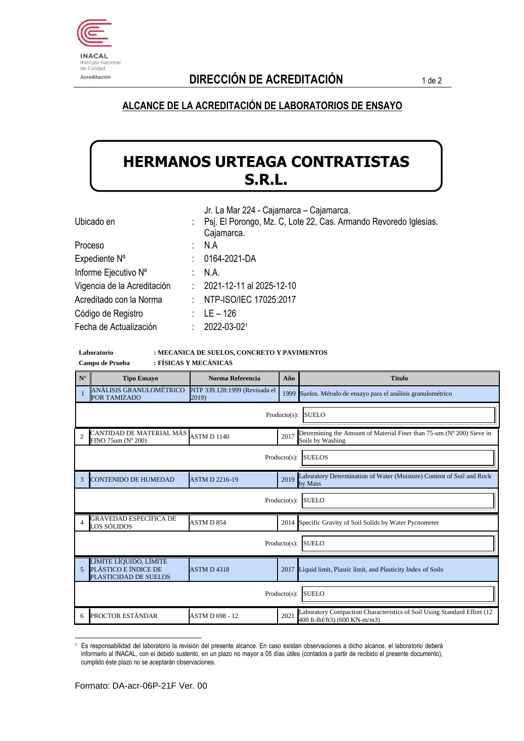## DIRECCIÓN DE ACREDITACIÓN

## ALCANCE DE LA ACREDITACIÓN DE LABORATORIOS DE ENSAYO

# HERMANOS URTEAGA CONTRATISTAS S.R.L.

| | | |
|---|---|---|
| Ubicado en | : | Jr. La Mar 224 - Cajamarca – Cajamarca. Psj. El Porongo, Mz. C, Lote 22, Cas. Armando Revoredo Iglesias. Cajamarca. |
| Proceso | : | N.A |
| Expediente Nº | : | 0164-2021-DA |
| Informe Ejecutivo Nº | : | N.A. |
| Vigencia de la Acreditación | : | 2021-12-11 al 2025-12-10 |
| Acreditado con la Norma | : | NTP-ISO/IEC 17025:2017 |
| Código de Registro | : | LE – 126 |
| Fecha de Actualización | : | 2022-03-02[1] |

**Laboratorio** : **MECANICA DE SUELOS, CONCRETO Y PAVIMENTOS**

**Campo de Prueba** : **FÍSICAS Y MECÁNICAS**

| Nº | Tipo Ensayo | Norma Referencia | Año | Titulo |
|---|---|---|---|---|
| 1 | ANÁLISIS GRANULOMÉTRICO POR TAMIZADO | NTP 339.128:1999 (Revisada el 2019) | 1999 | Suelos. Método de ensayo para el análisis granulométrico |
| | | | Producto(s): | SUELO |
| 2 | CANTIDAD DE MATERIAL MÁS FINO 75um (Nº 200) | ASTM D 1140 | 2017 | Determining the Amount of Material Finer than 75-um (Nº 200) Sieve in Soils by Washing |
| | | | Producto(s): | SUELOS |
| 3 | CONTENIDO DE HUMEDAD | ASTM D 2216-19 | 2019 | Laboratory Determination of Water (Moisture) Content of Soil and Rock by Mass |
| | | | Producto(s): | SUELO |
| 4 | GRAVEDAD ESPECÍFICA DE LOS SÓLIDOS | ASTM D 854 | 2014 | Specific Gravity of Soil Solids by Water Pycnometer |
| | | | Producto(s): | SUELO |
| 5 | LÍMITE LÍQUIDO, LÍMITE PLÁSTICO E ÍNDICE DE PLASTICIDAD DE SUELOS | ASTM D 4318 | 2017 | Liquid limit, Plastic limit, and Plasticity Index of Soils |
| | | | Producto(s): | SUELO |
| 6 | PROCTOR ESTÁNDAR | ASTM D 698 - 12 | 2021 | Laboratory Compaction Characteristics of Soil Using Standard Effort (12 400 ft-lbf/ft3) (600 KN-m/m3) |

[1] Es responsabilidad del laboratorio la revisión del presente alcance. En caso existan observaciones a dicho alcance, el laboratorio deberá informarlo al INACAL, con el debido sustento, en un plazo no mayor a 05 días útiles (contados a partir de recibido el presente documento), cumplido éste plazo no se aceptarán observaciones.

Formato: DA-acr-06P-21F Ver. 00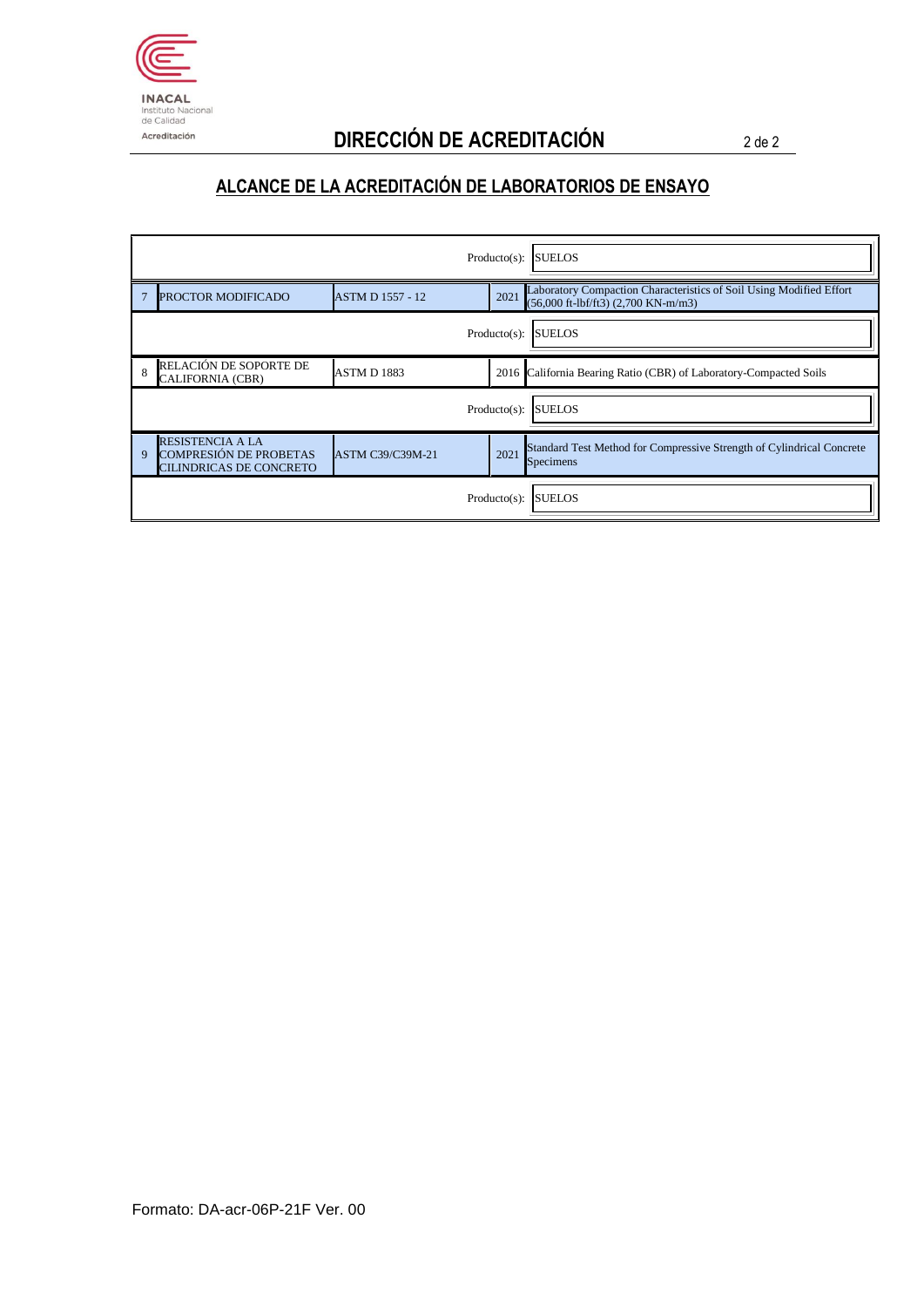## DIRECCIÓN DE ACREDITACIÓN

## ALCANCE DE LA ACREDITACIÓN DE LABORATORIOS DE ENSAYO

| | | | | |
|---|---|---|---|---|
| | | | Producto(s): | SUELOS |
| 7 | PROCTOR MODIFICADO | ASTM D 1557 - 12 | 2021 | Laboratory Compaction Characteristics of Soil Using Modified Effort (56,000 ft-lbf/ft3) (2,700 KN-m/m3) |
| | | | Producto(s): | SUELOS |
| 8 | RELACIÓN DE SOPORTE DE CALIFORNIA (CBR) | ASTM D 1883 | 2016 | California Bearing Ratio (CBR) of Laboratory-Compacted Soils |
| | | | Producto(s): | SUELOS |
| 9 | RESISTENCIA A LA COMPRESIÓN DE PROBETAS CILINDRICAS DE CONCRETO | ASTM C39/C39M-21 | 2021 | Standard Test Method for Compressive Strength of Cylindrical Concrete Specimens |
| | | | Producto(s): | SUELOS |

Formato: DA-acr-06P-21F Ver. 00